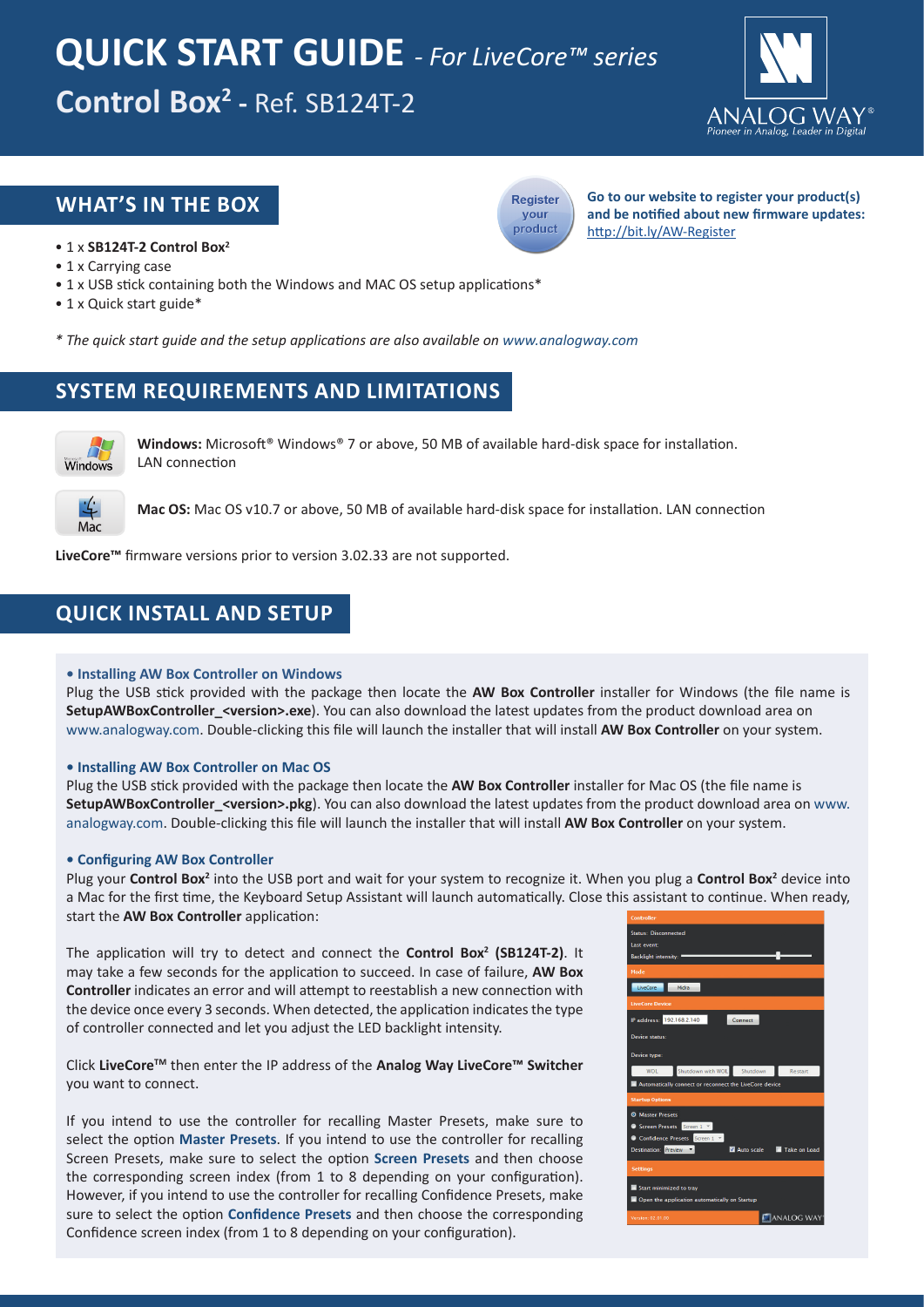# QUICK START GUIDE - *For LiveCore™ series*

## Control Box² - Ref. SB124T-2

## WHAT'S IN THE BOX

**Go to our website to register your product(s) and be notified about new firmware updates:** http://bit.ly/AW-Register

- 1 x **SB124T-2 Control Box²**
- 1 x Carrying case
- 1 x USB stick containing both the Windows and MAC OS setup applications*
- 1 x Quick start guide*

*\* The quick start guide and the setup applications are also available on www.analogway.com*

## SYSTEM REQUIREMENTS AND LIMITATIONS

**Windows:** Microsoft® Windows® 7 or above, 50 MB of available hard-disk space for installation. LAN connection

**Mac OS:** Mac OS v10.7 or above, 50 MB of available hard-disk space for installation. LAN connection

**LiveCore™** firmware versions prior to version 3.02.33 are not supported.

## QUICK INSTALL AND SETUP

**• Installing AW Box Controller on Windows**

Plug the USB stick provided with the package then locate the **AW Box Controller** installer for Windows (the file name is **SetupAWBoxController_<version>.exe**). You can also download the latest updates from the product download area on www.analogway.com. Double-clicking this file will launch the installer that will install **AW Box Controller** on your system.

**• Installing AW Box Controller on Mac OS**

Plug the USB stick provided with the package then locate the **AW Box Controller** installer for Mac OS (the file name is **SetupAWBoxController_<version>.pkg**). You can also download the latest updates from the product download area on www.analogway.com. Double-clicking this file will launch the installer that will install **AW Box Controller** on your system.

**• Configuring AW Box Controller**

Plug your **Control Box²** into the USB port and wait for your system to recognize it. When you plug a **Control Box²** device into a Mac for the first time, the Keyboard Setup Assistant will launch automatically. Close this assistant to continue. When ready, start the **AW Box Controller** application:

The application will try to detect and connect the **Control Box² (SB124T-2)**. It may take a few seconds for the application to succeed. In case of failure, **AW Box Controller** indicates an error and will attempt to reestablish a new connection with the device once every 3 seconds. When detected, the application indicates the type of controller connected and let you adjust the LED backlight intensity.

Click **LiveCore™** then enter the IP address of the **Analog Way LiveCore™ Switcher** you want to connect.

If you intend to use the controller for recalling Master Presets, make sure to select the option **Master Presets**. If you intend to use the controller for recalling Screen Presets, make sure to select the option **Screen Presets** and then choose the corresponding screen index (from 1 to 8 depending on your configuration). However, if you intend to use the controller for recalling Confidence Presets, make sure to select the option **Confidence Presets** and then choose the corresponding Confidence screen index (from 1 to 8 depending on your configuration).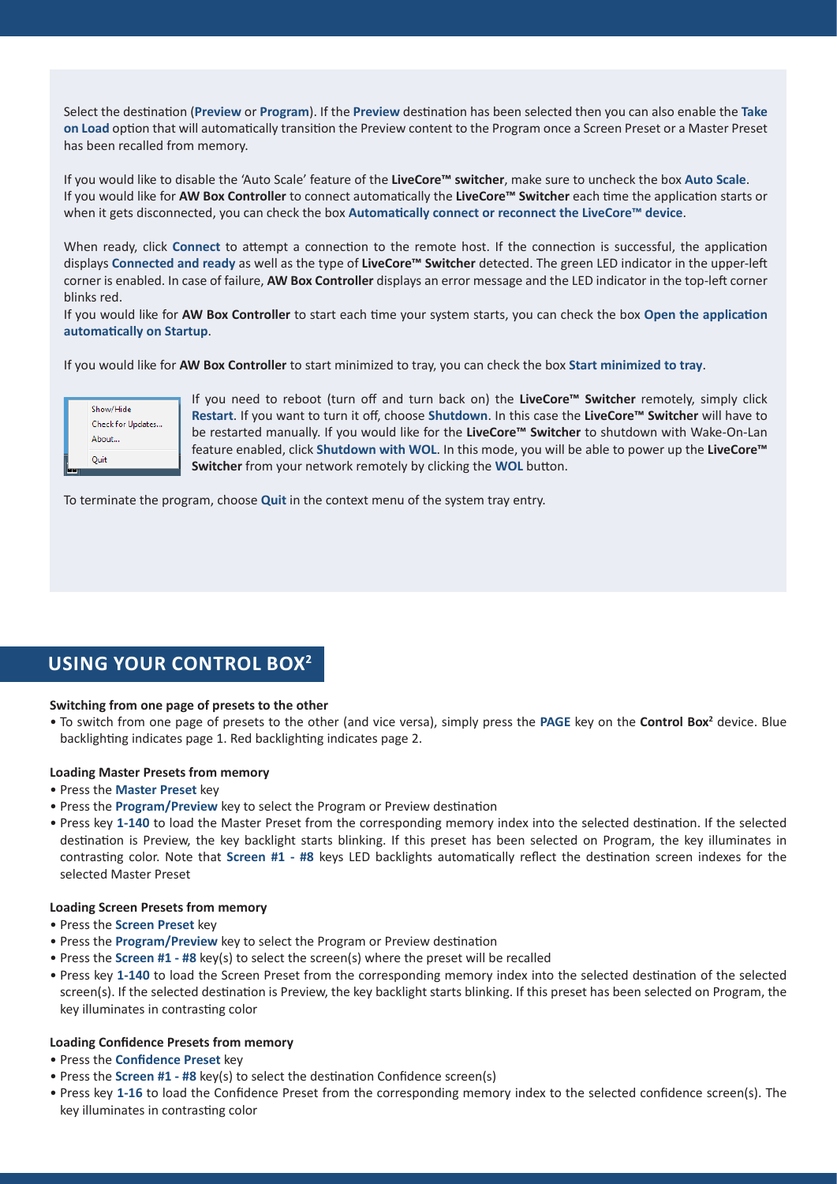Select the destination (**Preview** or **Program**). If the **Preview** destination has been selected then you can also enable the **Take on Load** option that will automatically transition the Preview content to the Program once a Screen Preset or a Master Preset has been recalled from memory.

If you would like to disable the 'Auto Scale' feature of the **LiveCore™ switcher**, make sure to uncheck the box **Auto Scale**. If you would like for **AW Box Controller** to connect automatically the **LiveCore™ Switcher** each time the application starts or when it gets disconnected, you can check the box **Automatically connect or reconnect the LiveCore™ device**.

When ready, click **Connect** to attempt a connection to the remote host. If the connection is successful, the application displays **Connected and ready** as well as the type of **LiveCore™ Switcher** detected. The green LED indicator in the upper-left corner is enabled. In case of failure, **AW Box Controller** displays an error message and the LED indicator in the top-left corner blinks red.

If you would like for **AW Box Controller** to start each time your system starts, you can check the box **Open the application automatically on Startup**.

If you would like for **AW Box Controller** to start minimized to tray, you can check the box **Start minimized to tray**.

Show/Hide
Check for Updates...
About...
Quit

If you need to reboot (turn off and turn back on) the **LiveCore™ Switcher** remotely, simply click **Restart**. If you want to turn it off, choose **Shutdown**. In this case the **LiveCore™ Switcher** will have to be restarted manually. If you would like for the **LiveCore™ Switcher** to shutdown with Wake-On-Lan feature enabled, click **Shutdown with WOL**. In this mode, you will be able to power up the **LiveCore™ Switcher** from your network remotely by clicking the **WOL** button.

To terminate the program, choose **Quit** in the context menu of the system tray entry.

## USING YOUR CONTROL BOX²

**Switching from one page of presets to the other**

- To switch from one page of presets to the other (and vice versa), simply press the **PAGE** key on the **Control Box²** device. Blue backlighting indicates page 1. Red backlighting indicates page 2.

**Loading Master Presets from memory**

- Press the **Master Preset** key
- Press the **Program/Preview** key to select the Program or Preview destination
- Press key **1-140** to load the Master Preset from the corresponding memory index into the selected destination. If the selected destination is Preview, the key backlight starts blinking. If this preset has been selected on Program, the key illuminates in contrasting color. Note that **Screen #1 - #8** keys LED backlights automatically reflect the destination screen indexes for the selected Master Preset

**Loading Screen Presets from memory**

- Press the **Screen Preset** key
- Press the **Program/Preview** key to select the Program or Preview destination
- Press the **Screen #1 - #8** key(s) to select the screen(s) where the preset will be recalled
- Press key **1-140** to load the Screen Preset from the corresponding memory index into the selected destination of the selected screen(s). If the selected destination is Preview, the key backlight starts blinking. If this preset has been selected on Program, the key illuminates in contrasting color

**Loading Confidence Presets from memory**

- Press the **Confidence Preset** key
- Press the **Screen #1 - #8** key(s) to select the destination Confidence screen(s)
- Press key **1-16** to load the Confidence Preset from the corresponding memory index to the selected confidence screen(s). The key illuminates in contrasting color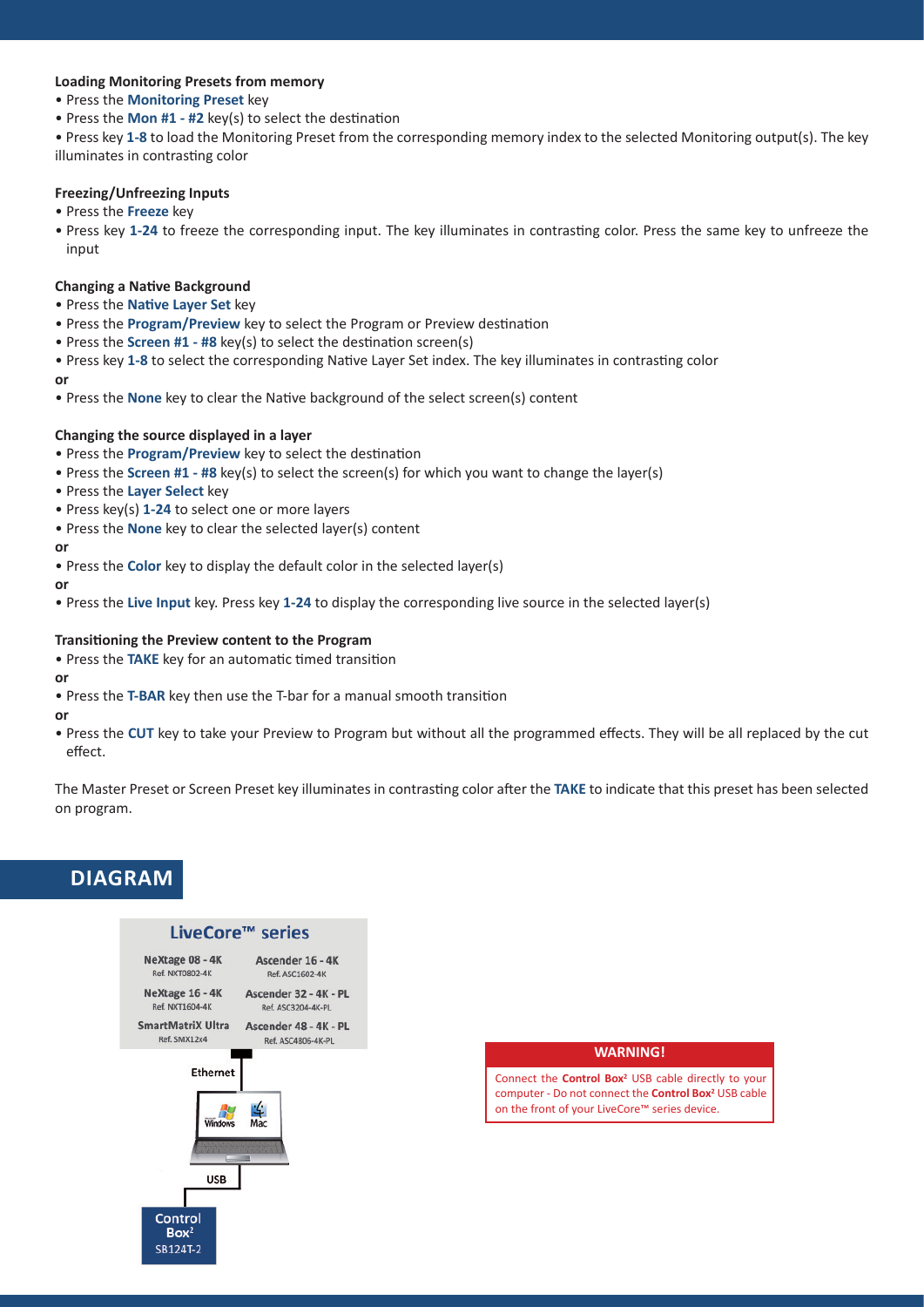#### Loading Monitoring Presets from memory

- Press the **Monitoring Preset** key
- Press the **Mon #1 - #2** key(s) to select the destination
- Press key **1-8** to load the Monitoring Preset from the corresponding memory index to the selected Monitoring output(s). The key illuminates in contrasting color

#### Freezing/Unfreezing Inputs

- Press the **Freeze** key
- Press key **1-24** to freeze the corresponding input. The key illuminates in contrasting color. Press the same key to unfreeze the input

#### Changing a Native Background

- Press the **Native Layer Set** key
- Press the **Program/Preview** key to select the Program or Preview destination
- Press the **Screen #1 - #8** key(s) to select the destination screen(s)
- Press key **1-8** to select the corresponding Native Layer Set index. The key illuminates in contrasting color

**or**

- Press the **None** key to clear the Native background of the select screen(s) content

#### Changing the source displayed in a layer

- Press the **Program/Preview** key to select the destination
- Press the **Screen #1 - #8** key(s) to select the screen(s) for which you want to change the layer(s)
- Press the **Layer Select** key
- Press key(s) **1-24** to select one or more layers
- Press the **None** key to clear the selected layer(s) content

**or**

- Press the **Color** key to display the default color in the selected layer(s)

**or**

- Press the **Live Input** key. Press key **1-24** to display the corresponding live source in the selected layer(s)

#### Transitioning the Preview content to the Program

- Press the **TAKE** key for an automatic timed transition

**or**

- Press the **T-BAR** key then use the T-bar for a manual smooth transition

**or**

- Press the **CUT** key to take your Preview to Program but without all the programmed effects. They will be all replaced by the cut effect.

The Master Preset or Screen Preset key illuminates in contrasting color after the **TAKE** to indicate that this preset has been selected on program.

## DIAGRAM

**LiveCore™ series**

| | |
|---|---|
| NeXtage 08 - 4K<br>Ref. NXT0802-4K | Ascender 16 - 4K<br>Ref. ASC1602-4K |
| NeXtage 16 - 4K<br>Ref. NXT1604-4K | Ascender 32 - 4K - PL<br>Ref. ASC3204-4K-PL |
| SmartMatriX Ultra<br>Ref. SMX12x4 | Ascender 48 - 4K - PL<br>Ref. ASC4806-4K-PL |

Ethernet

Windows Mac

USB

Control Box²
SB124T-2

**WARNING!**

Connect the **Control Box²** USB cable directly to your computer - Do not connect the **Control Box²** USB cable on the front of your LiveCore™ series device.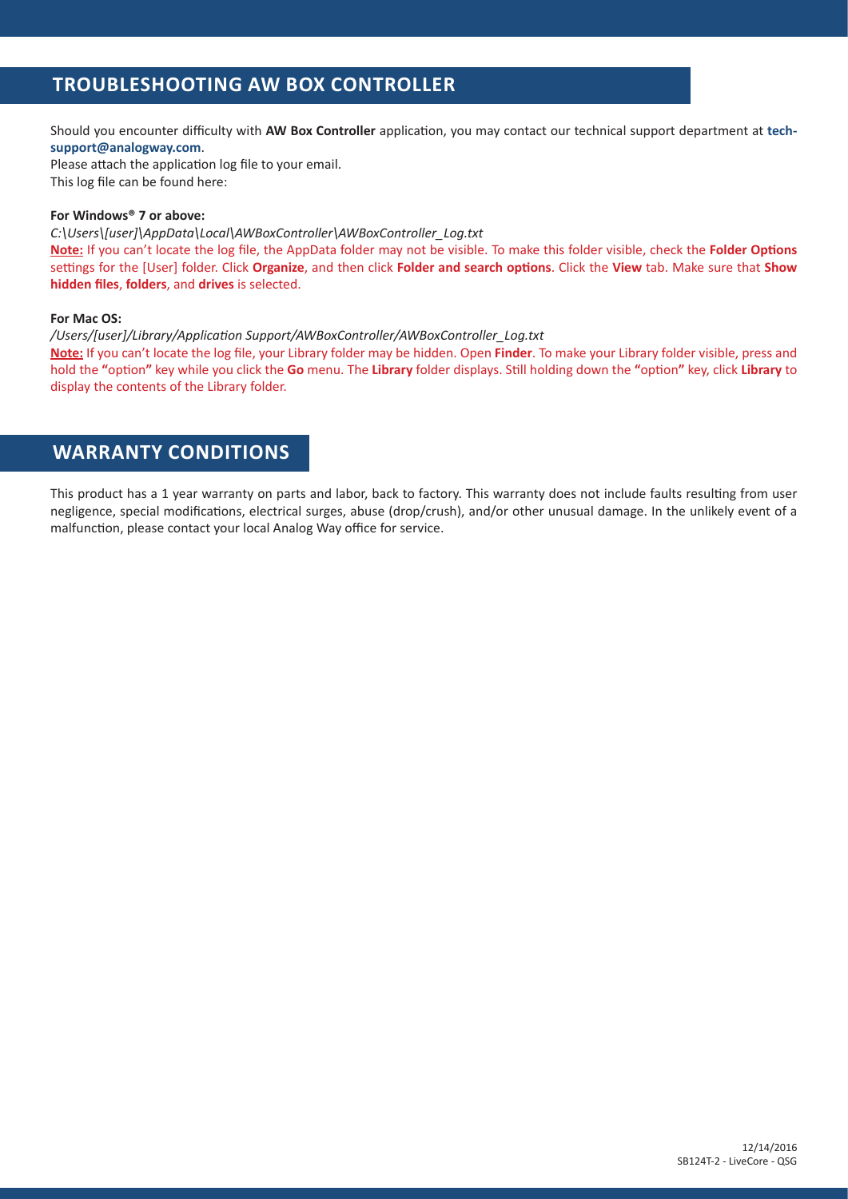## TROUBLESHOOTING AW BOX CONTROLLER

Should you encounter difficulty with **AW Box Controller** application, you may contact our technical support department at **tech-support@analogway.com**.
Please attach the application log file to your email.
This log file can be found here:

**For Windows® 7 or above:**
*C:\Users\[user]\AppData\Local\AWBoxController\AWBoxController_Log.txt*
**Note:** If you can't locate the log file, the AppData folder may not be visible. To make this folder visible, check the **Folder Options** settings for the [User] folder. Click **Organize**, and then click **Folder and search options**. Click the **View** tab. Make sure that **Show hidden files**, **folders**, and **drives** is selected.

**For Mac OS:**
*/Users/[user]/Library/Application Support/AWBoxController/AWBoxController_Log.txt*
**Note:** If you can't locate the log file, your Library folder may be hidden. Open **Finder**. To make your Library folder visible, press and hold the **"**option**"** key while you click the **Go** menu. The **Library** folder displays. Still holding down the **"**option**"** key, click **Library** to display the contents of the Library folder.

## WARRANTY CONDITIONS

This product has a 1 year warranty on parts and labor, back to factory. This warranty does not include faults resulting from user negligence, special modifications, electrical surges, abuse (drop/crush), and/or other unusual damage. In the unlikely event of a malfunction, please contact your local Analog Way office for service.

12/14/2016
SB124T-2 - LiveCore - QSG